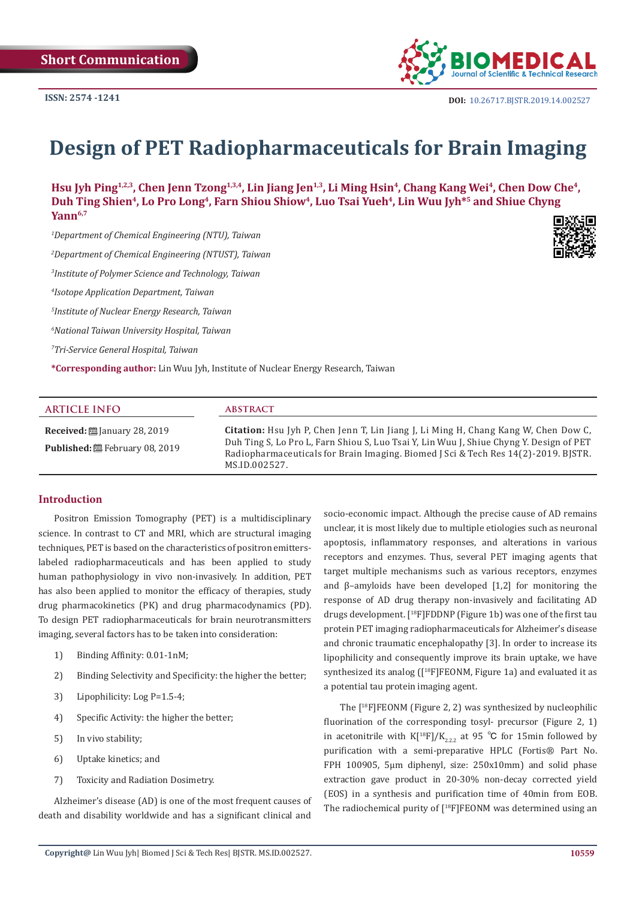Short Communication

ISSN: 2574 -1241

DOI: 10.26717.BJSTR.2019.14.002527

# Design of PET Radiopharmaceuticals for Brain Imaging

**Hsu Jyh Ping[1,2,3], Chen Jenn Tzong[1,3,4], Lin Jiang Jen[1,3], Li Ming Hsin[4], Chang Kang Wei[4], Chen Dow Che[4], Duh Ting Shien[4], Lo Pro Long[4], Farn Shiou Shiow[4], Luo Tsai Yueh[4], Lin Wuu Jyh*[5] and Shiue Chyng Yann[6,7]**

[1]*Department of Chemical Engineering (NTU), Taiwan*

[2]*Department of Chemical Engineering (NTUST), Taiwan*

[3]*Institute of Polymer Science and Technology, Taiwan*

[4]*Isotope Application Department, Taiwan*

[5]*Institute of Nuclear Energy Research, Taiwan*

[6]*National Taiwan University Hospital, Taiwan*

[7]*Tri-Service General Hospital, Taiwan*

**\*Corresponding author:** Lin Wuu Jyh, Institute of Nuclear Energy Research, Taiwan

## ARTICLE INFO

**Received:** January 28, 2019

**Published:** February 08, 2019

## ABSTRACT

**Citation:** Hsu Jyh P, Chen Jenn T, Lin Jiang J, Li Ming H, Chang Kang W, Chen Dow C, Duh Ting S, Lo Pro L, Farn Shiou S, Luo Tsai Y, Lin Wuu J, Shiue Chyng Y. Design of PET Radiopharmaceuticals for Brain Imaging. Biomed J Sci & Tech Res 14(2)-2019. BJSTR. MS.ID.002527.

## Introduction

Positron Emission Tomography (PET) is a multidisciplinary science. In contrast to CT and MRI, which are structural imaging techniques, PET is based on the characteristics of positron emitters-labeled radiopharmaceuticals and has been applied to study human pathophysiology in vivo non-invasively. In addition, PET has also been applied to monitor the efficacy of therapies, study drug pharmacokinetics (PK) and drug pharmacodynamics (PD). To design PET radiopharmaceuticals for brain neurotransmitters imaging, several factors has to be taken into consideration:

1) Binding Affinity: 0.01-1nM;
2) Binding Selectivity and Specificity: the higher the better;
3) Lipophilicity: Log P=1.5-4;
4) Specific Activity: the higher the better;
5) In vivo stability;
6) Uptake kinetics; and
7) Toxicity and Radiation Dosimetry.

Alzheimer's disease (AD) is one of the most frequent causes of death and disability worldwide and has a significant clinical and socio-economic impact. Although the precise cause of AD remains unclear, it is most likely due to multiple etiologies such as neuronal apoptosis, inflammatory responses, and alterations in various receptors and enzymes. Thus, several PET imaging agents that target multiple mechanisms such as various receptors, enzymes and β–amyloids have been developed [1,2] for monitoring the response of AD drug therapy non-invasively and facilitating AD drugs development. [$^{18}$F]FDDNP (Figure 1b) was one of the first tau protein PET imaging radiopharmaceuticals for Alzheimer's disease and chronic traumatic encephalopathy [3]. In order to increase its lipophilicity and consequently improve its brain uptake, we have synthesized its analog ([$^{18}$F]FEONM, Figure 1a) and evaluated it as a potential tau protein imaging agent.

The [$^{18}$F]FEONM (Figure 2, 2) was synthesized by nucleophilic fluorination of the corresponding tosyl- precursor (Figure 2, 1) in acetonitrile with K[$^{18}$F]/$K_{2.2.2}$ at 95 ℃ for 15min followed by purification with a semi-preparative HPLC (Fortis® Part No. FPH 100905, 5μm diphenyl, size: 250x10mm) and solid phase extraction gave product in 20-30% non-decay corrected yield (EOS) in a synthesis and purification time of 40min from EOB. The radiochemical purity of [$^{18}$F]FEONM was determined using an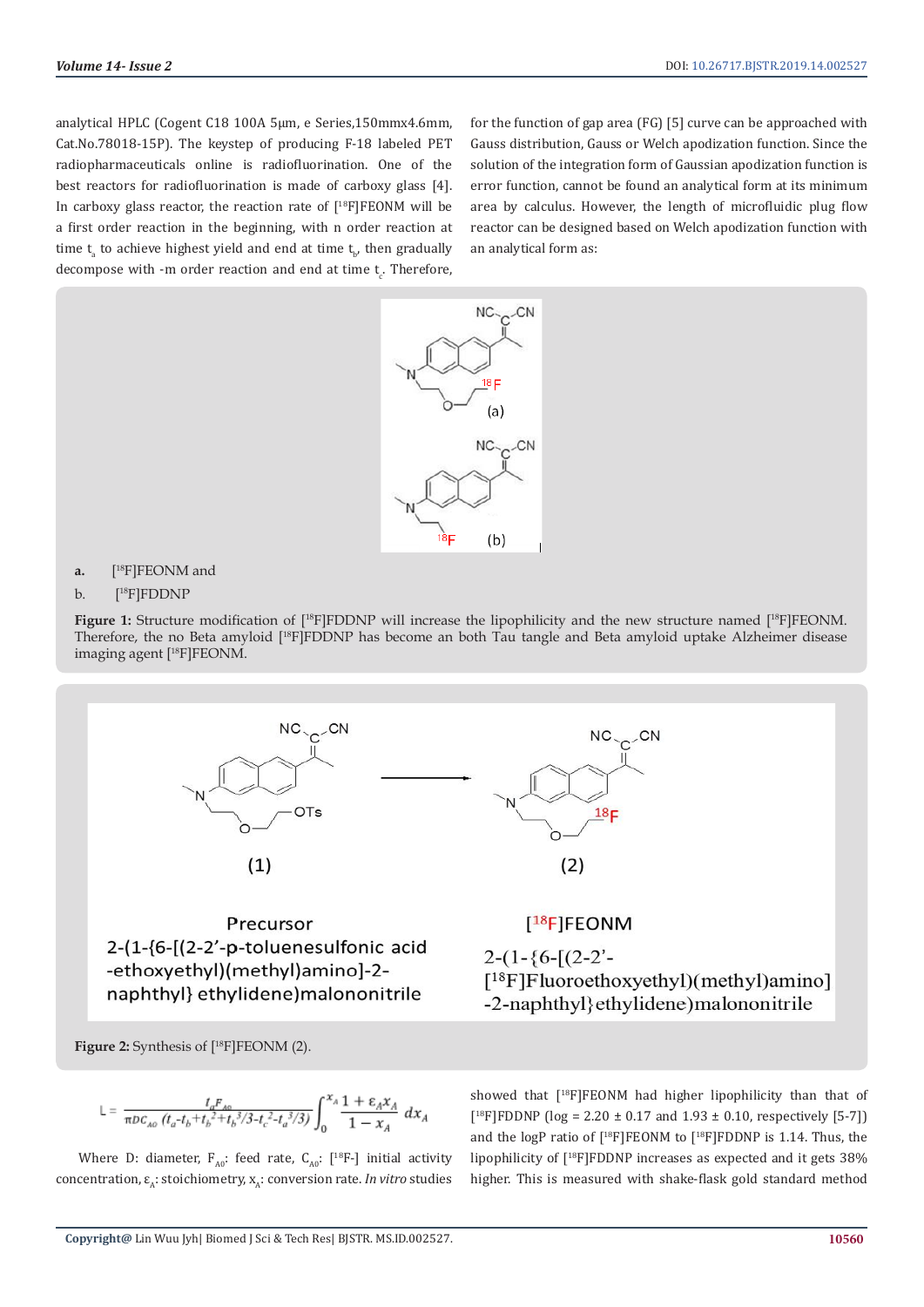analytical HPLC (Cogent C18 100A 5μm, e Series,150mmx4.6mm, Cat.No.78018-15P). The keystep of producing F-18 labeled PET radiopharmaceuticals online is radiofluorination. One of the best reactors for radiofluorination is made of carboxy glass [4]. In carboxy glass reactor, the reaction rate of [18F]FEONM will be a first order reaction in the beginning, with n order reaction at time $t_a$ to achieve highest yield and end at time $t_b$, then gradually decompose with -m order reaction and end at time $t_c$. Therefore, for the function of gap area (FG) [5] curve can be approached with Gauss distribution, Gauss or Welch apodization function. Since the solution of the integration form of Gaussian apodization function is error function, cannot be found an analytical form at its minimum area by calculus. However, the length of microfluidic plug flow reactor can be designed based on Welch apodization function with an analytical form as:

a. [18F]FEONM and

b. [18F]FDDNP

**Figure 1:** Structure modification of [18F]FDDNP will increase the lipophilicity and the new structure named [18F]FEONM. Therefore, the no Beta amyloid [18F]FDDNP has become an both Tau tangle and Beta amyloid uptake Alzheimer disease imaging agent [18F]FEONM.

(1) Precursor
2-(1-{6-[(2-2'-p-toluenesulfonic acid -ethoxyethyl)(methyl)amino]-2-naphthyl} ethylidene)malononitrile

(2) [18F]FEONM
2-(1-{6-[(2-2'-[18F]Fluoroethoxyethyl)(methyl)amino]-2-naphthyl}ethylidene)malononitrile

**Figure 2:** Synthesis of [18F]FEONM (2).

$$L = \frac{t_a F_{A0}}{\pi D C_{A0}\,(t_a - t_b + t_b^2 + t_b^3/3 - t_c^2 - t_a^3/3)} \int_0^{x_A} \frac{1+\varepsilon_A x_A}{1-x_A}\, dx_A$$

Where D: diameter, $F_{A0}$: feed rate, $C_{A0}$: [18F-] initial activity concentration, $\varepsilon_A$: stoichiometry, $x_A$: conversion rate. *In vitro* studies showed that [18F]FEONM had higher lipophilicity than that of [18F]FDDNP (log = 2.20 ± 0.17 and 1.93 ± 0.10, respectively [5-7]) and the logP ratio of [18F]FEONM to [18F]FDDNP is 1.14. Thus, the lipophilicity of [18F]FDDNP increases as expected and it gets 38% higher. This is measured with shake-flask gold standard method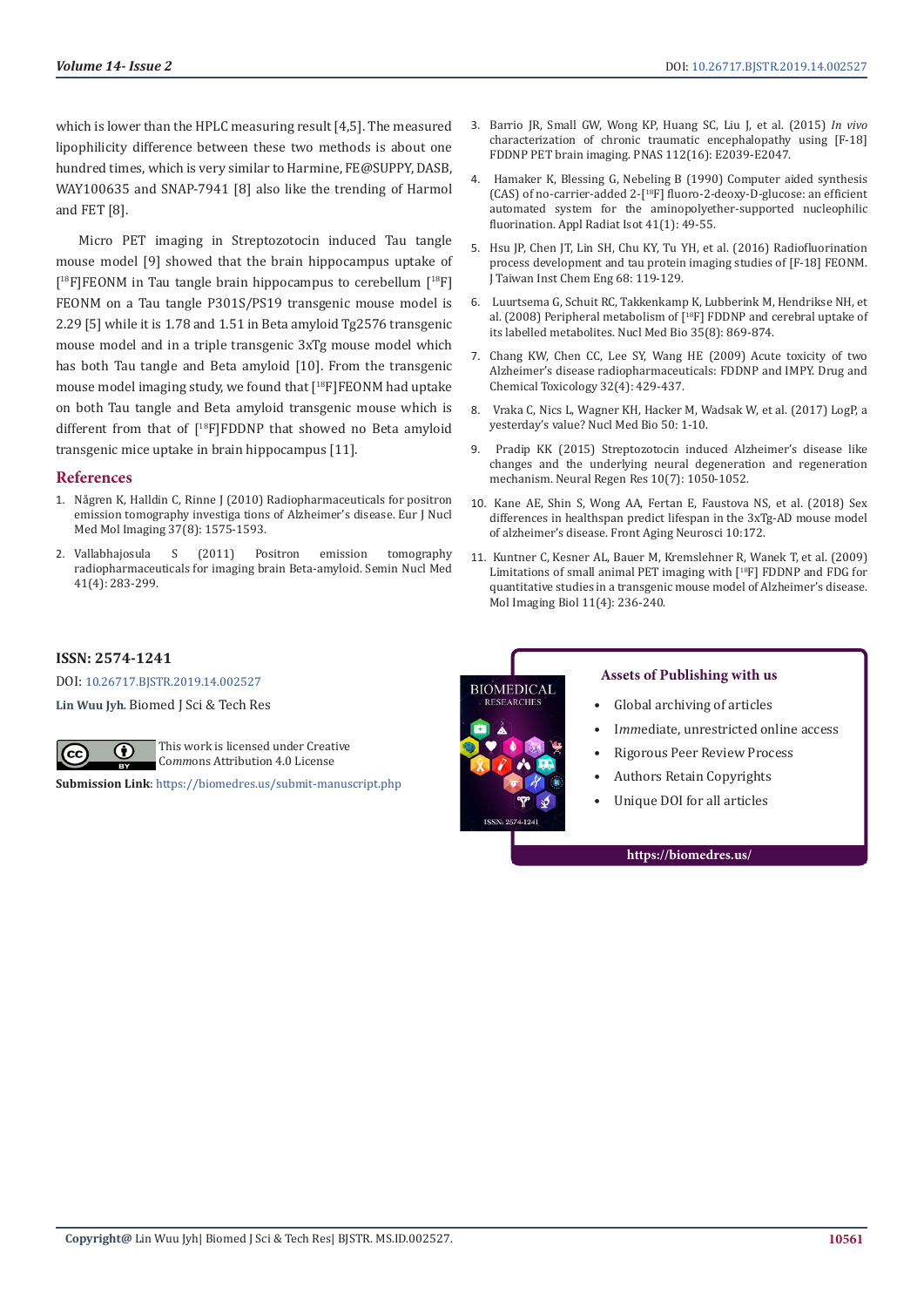which is lower than the HPLC measuring result [4,5]. The measured lipophilicity difference between these two methods is about one hundred times, which is very similar to Harmine, FE@SUPPY, DASB, WAY100635 and SNAP-7941 [8] also like the trending of Harmol and FET [8].

Micro PET imaging in Streptozotocin induced Tau tangle mouse model [9] showed that the brain hippocampus uptake of [18F]FEONM in Tau tangle brain hippocampus to cerebellum [18F] FEONM on a Tau tangle P301S/PS19 transgenic mouse model is 2.29 [5] while it is 1.78 and 1.51 in Beta amyloid Tg2576 transgenic mouse model and in a triple transgenic 3xTg mouse model which has both Tau tangle and Beta amyloid [10]. From the transgenic mouse model imaging study, we found that [18F]FEONM had uptake on both Tau tangle and Beta amyloid transgenic mouse which is different from that of [18F]FDDNP that showed no Beta amyloid transgenic mice uptake in brain hippocampus [11].

## References

1. Någren K, Halldin C, Rinne J (2010) Radiopharmaceuticals for positron emission tomography investiga tions of Alzheimer's disease. Eur J Nucl Med Mol Imaging 37(8): 1575-1593.
2. Vallabhajosula S (2011) Positron emission tomography radiopharmaceuticals for imaging brain Beta-amyloid. Semin Nucl Med 41(4): 283-299.
3. Barrio JR, Small GW, Wong KP, Huang SC, Liu J, et al. (2015) *In vivo* characterization of chronic traumatic encephalopathy using [F-18] FDDNP PET brain imaging. PNAS 112(16): E2039-E2047.
4. Hamaker K, Blessing G, Nebeling B (1990) Computer aided synthesis (CAS) of no-carrier-added 2-[18F] fluoro-2-deoxy-D-glucose: an efficient automated system for the aminopolyether-supported nucleophilic fluorination. Appl Radiat Isot 41(1): 49-55.
5. Hsu JP, Chen JT, Lin SH, Chu KY, Tu YH, et al. (2016) Radiofluorination process development and tau protein imaging studies of [F-18] FEONM. J Taiwan Inst Chem Eng 68: 119-129.
6. Luurtsema G, Schuit RC, Takkenkamp K, Lubberink M, Hendrikse NH, et al. (2008) Peripheral metabolism of [18F] FDDNP and cerebral uptake of its labelled metabolites. Nucl Med Bio 35(8): 869-874.
7. Chang KW, Chen CC, Lee SY, Wang HE (2009) Acute toxicity of two Alzheimer's disease radiopharmaceuticals: FDDNP and IMPY. Drug and Chemical Toxicology 32(4): 429-437.
8. Vraka C, Nics L, Wagner KH, Hacker M, Wadsak W, et al. (2017) LogP, a yesterday's value? Nucl Med Bio 50: 1-10.
9. Pradip KK (2015) Streptozotocin induced Alzheimer's disease like changes and the underlying neural degeneration and regeneration mechanism. Neural Regen Res 10(7): 1050-1052.
10. Kane AE, Shin S, Wong AA, Fertan E, Faustova NS, et al. (2018) Sex differences in healthspan predict lifespan in the 3xTg-AD mouse model of alzheimer's disease. Front Aging Neurosci 10:172.
11. Kuntner C, Kesner AL, Bauer M, Kremslehner R, Wanek T, et al. (2009) Limitations of small animal PET imaging with [18F] FDDNP and FDG for quantitative studies in a transgenic mouse model of Alzheimer's disease. Mol Imaging Biol 11(4): 236-240.

**ISSN: 2574-1241**

DOI: 10.26717.BJSTR.2019.14.002527

**Lin Wuu Jyh.** Biomed J Sci & Tech Res

This work is licensed under Creative Commons Attribution 4.0 License

**Submission Link**: https://biomedres.us/submit-manuscript.php

**Assets of Publishing with us**

- Global archiving of articles
- Immediate, unrestricted online access
- Rigorous Peer Review Process
- Authors Retain Copyrights
- Unique DOI for all articles

https://biomedres.us/